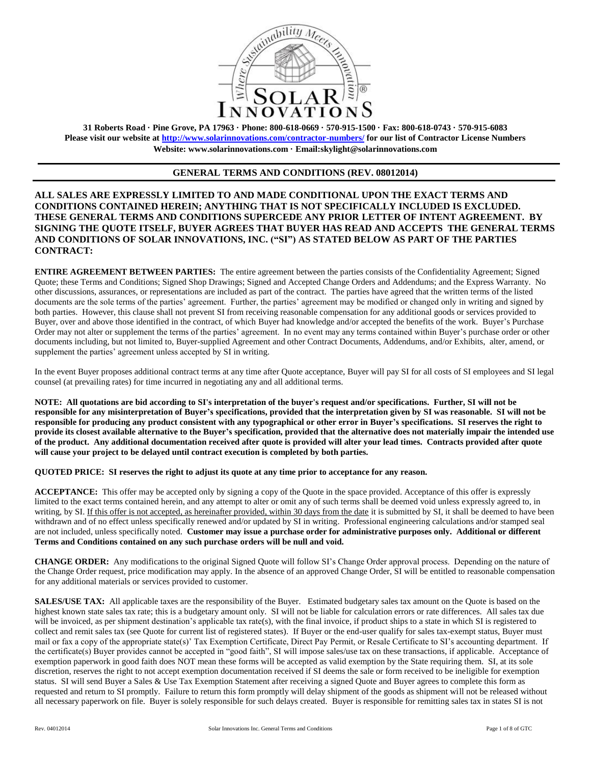31 Roberts Road · Pine Grove, PA 17963 · Phone: 800-618-0669 · 570-915-1500 · Fax: 800-618-0743 · 570-915-6083
**Please visit our website at [http://www.solarinnovations.com/contractor-numbers/](http://www.solarinnovations.com/contractor-numbers/) for our list of Contractor License Numbers**
**Website: www.solarinnovations.com · Email:skylight@solarinnovations.com**

## GENERAL TERMS AND CONDITIONS (REV. 08012014)

**ALL SALES ARE EXPRESSLY LIMITED TO AND MADE CONDITIONAL UPON THE EXACT TERMS AND CONDITIONS CONTAINED HEREIN; ANYTHING THAT IS NOT SPECIFICALLY INCLUDED IS EXCLUDED. THESE GENERAL TERMS AND CONDITIONS SUPERCEDE ANY PRIOR LETTER OF INTENT AGREEMENT. BY SIGNING THE QUOTE ITSELF, BUYER AGREES THAT BUYER HAS READ AND ACCEPTS THE GENERAL TERMS AND CONDITIONS OF SOLAR INNOVATIONS, INC. ("SI") AS STATED BELOW AS PART OF THE PARTIES CONTRACT:**

**ENTIRE AGREEMENT BETWEEN PARTIES:** The entire agreement between the parties consists of the Confidentiality Agreement; Signed Quote; these Terms and Conditions; Signed Shop Drawings; Signed and Accepted Change Orders and Addendums; and the Express Warranty. No other discussions, assurances, or representations are included as part of the contract. The parties have agreed that the written terms of the listed documents are the sole terms of the parties' agreement. Further, the parties' agreement may be modified or changed only in writing and signed by both parties. However, this clause shall not prevent SI from receiving reasonable compensation for any additional goods or services provided to Buyer, over and above those identified in the contract, of which Buyer had knowledge and/or accepted the benefits of the work. Buyer's Purchase Order may not alter or supplement the terms of the parties' agreement. In no event may any terms contained within Buyer's purchase order or other documents including, but not limited to, Buyer-supplied Agreement and other Contract Documents, Addendums, and/or Exhibits, alter, amend, or supplement the parties' agreement unless accepted by SI in writing.

In the event Buyer proposes additional contract terms at any time after Quote acceptance, Buyer will pay SI for all costs of SI employees and SI legal counsel (at prevailing rates) for time incurred in negotiating any and all additional terms.

**NOTE: All quotations are bid according to SI's interpretation of the buyer's request and/or specifications. Further, SI will not be responsible for any misinterpretation of Buyer's specifications, provided that the interpretation given by SI was reasonable. SI will not be responsible for producing any product consistent with any typographical or other error in Buyer's specifications. SI reserves the right to provide its closest available alternative to the Buyer's specification, provided that the alternative does not materially impair the intended use of the product. Any additional documentation received after quote is provided will alter your lead times. Contracts provided after quote will cause your project to be delayed until contract execution is completed by both parties.**

**QUOTED PRICE: SI reserves the right to adjust its quote at any time prior to acceptance for any reason.**

**ACCEPTANCE:** This offer may be accepted only by signing a copy of the Quote in the space provided. Acceptance of this offer is expressly limited to the exact terms contained herein, and any attempt to alter or omit any of such terms shall be deemed void unless expressly agreed to, in writing, by SI. If this offer is not accepted, as hereinafter provided, within 30 days from the date it is submitted by SI, it shall be deemed to have been withdrawn and of no effect unless specifically renewed and/or updated by SI in writing. Professional engineering calculations and/or stamped seal are not included, unless specifically noted. **Customer may issue a purchase order for administrative purposes only. Additional or different Terms and Conditions contained on any such purchase orders will be null and void.**

**CHANGE ORDER:** Any modifications to the original Signed Quote will follow SI's Change Order approval process. Depending on the nature of the Change Order request, price modification may apply. In the absence of an approved Change Order, SI will be entitled to reasonable compensation for any additional materials or services provided to customer.

**SALES/USE TAX:** All applicable taxes are the responsibility of the Buyer. Estimated budgetary sales tax amount on the Quote is based on the highest known state sales tax rate; this is a budgetary amount only. SI will not be liable for calculation errors or rate differences. All sales tax due will be invoiced, as per shipment destination's applicable tax rate(s), with the final invoice, if product ships to a state in which SI is registered to collect and remit sales tax (see Quote for current list of registered states). If Buyer or the end-user qualify for sales tax-exempt status, Buyer must mail or fax a copy of the appropriate state(s)' Tax Exemption Certificate, Direct Pay Permit, or Resale Certificate to SI's accounting department. If the certificate(s) Buyer provides cannot be accepted in "good faith", SI will impose sales/use tax on these transactions, if applicable. Acceptance of exemption paperwork in good faith does NOT mean these forms will be accepted as valid exemption by the State requiring them. SI, at its sole discretion, reserves the right to not accept exemption documentation received if SI deems the sale or form received to be ineligible for exemption status. SI will send Buyer a Sales & Use Tax Exemption Statement after receiving a signed Quote and Buyer agrees to complete this form as requested and return to SI promptly. Failure to return this form promptly will delay shipment of the goods as shipment will not be released without all necessary paperwork on file. Buyer is solely responsible for such delays created. Buyer is responsible for remitting sales tax in states SI is not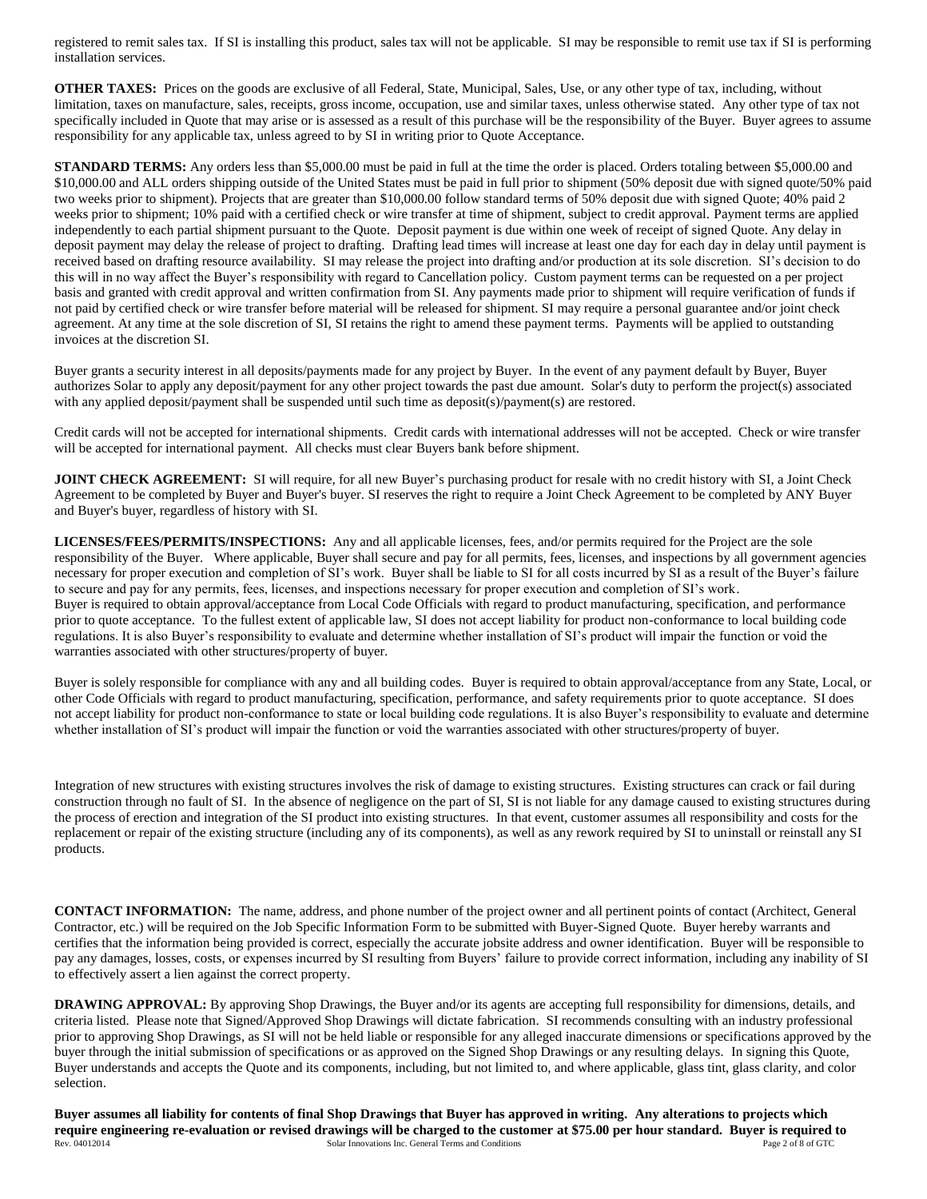registered to remit sales tax. If SI is installing this product, sales tax will not be applicable. SI may be responsible to remit use tax if SI is performing installation services.

**OTHER TAXES:** Prices on the goods are exclusive of all Federal, State, Municipal, Sales, Use, or any other type of tax, including, without limitation, taxes on manufacture, sales, receipts, gross income, occupation, use and similar taxes, unless otherwise stated. Any other type of tax not specifically included in Quote that may arise or is assessed as a result of this purchase will be the responsibility of the Buyer. Buyer agrees to assume responsibility for any applicable tax, unless agreed to by SI in writing prior to Quote Acceptance.

**STANDARD TERMS:** Any orders less than $5,000.00 must be paid in full at the time the order is placed. Orders totaling between $5,000.00 and $10,000.00 and ALL orders shipping outside of the United States must be paid in full prior to shipment (50% deposit due with signed quote/50% paid two weeks prior to shipment). Projects that are greater than $10,000.00 follow standard terms of 50% deposit due with signed Quote; 40% paid 2 weeks prior to shipment; 10% paid with a certified check or wire transfer at time of shipment, subject to credit approval. Payment terms are applied independently to each partial shipment pursuant to the Quote. Deposit payment is due within one week of receipt of signed Quote. Any delay in deposit payment may delay the release of project to drafting. Drafting lead times will increase at least one day for each day in delay until payment is received based on drafting resource availability. SI may release the project into drafting and/or production at its sole discretion. SI's decision to do this will in no way affect the Buyer's responsibility with regard to Cancellation policy. Custom payment terms can be requested on a per project basis and granted with credit approval and written confirmation from SI. Any payments made prior to shipment will require verification of funds if not paid by certified check or wire transfer before material will be released for shipment. SI may require a personal guarantee and/or joint check agreement. At any time at the sole discretion of SI, SI retains the right to amend these payment terms. Payments will be applied to outstanding invoices at the discretion SI.

Buyer grants a security interest in all deposits/payments made for any project by Buyer. In the event of any payment default by Buyer, Buyer authorizes Solar to apply any deposit/payment for any other project towards the past due amount. Solar's duty to perform the project(s) associated with any applied deposit/payment shall be suspended until such time as deposit(s)/payment(s) are restored.

Credit cards will not be accepted for international shipments. Credit cards with international addresses will not be accepted. Check or wire transfer will be accepted for international payment. All checks must clear Buyers bank before shipment.

**JOINT CHECK AGREEMENT:** SI will require, for all new Buyer's purchasing product for resale with no credit history with SI, a Joint Check Agreement to be completed by Buyer and Buyer's buyer. SI reserves the right to require a Joint Check Agreement to be completed by ANY Buyer and Buyer's buyer, regardless of history with SI.

**LICENSES/FEES/PERMITS/INSPECTIONS:** Any and all applicable licenses, fees, and/or permits required for the Project are the sole responsibility of the Buyer. Where applicable, Buyer shall secure and pay for all permits, fees, licenses, and inspections by all government agencies necessary for proper execution and completion of SI's work. Buyer shall be liable to SI for all costs incurred by SI as a result of the Buyer's failure to secure and pay for any permits, fees, licenses, and inspections necessary for proper execution and completion of SI's work.
Buyer is required to obtain approval/acceptance from Local Code Officials with regard to product manufacturing, specification, and performance prior to quote acceptance. To the fullest extent of applicable law, SI does not accept liability for product non-conformance to local building code regulations. It is also Buyer's responsibility to evaluate and determine whether installation of SI's product will impair the function or void the warranties associated with other structures/property of buyer.

Buyer is solely responsible for compliance with any and all building codes. Buyer is required to obtain approval/acceptance from any State, Local, or other Code Officials with regard to product manufacturing, specification, performance, and safety requirements prior to quote acceptance. SI does not accept liability for product non-conformance to state or local building code regulations. It is also Buyer's responsibility to evaluate and determine whether installation of SI's product will impair the function or void the warranties associated with other structures/property of buyer.

Integration of new structures with existing structures involves the risk of damage to existing structures. Existing structures can crack or fail during construction through no fault of SI. In the absence of negligence on the part of SI, SI is not liable for any damage caused to existing structures during the process of erection and integration of the SI product into existing structures. In that event, customer assumes all responsibility and costs for the replacement or repair of the existing structure (including any of its components), as well as any rework required by SI to uninstall or reinstall any SI products.

**CONTACT INFORMATION:** The name, address, and phone number of the project owner and all pertinent points of contact (Architect, General Contractor, etc.) will be required on the Job Specific Information Form to be submitted with Buyer-Signed Quote. Buyer hereby warrants and certifies that the information being provided is correct, especially the accurate jobsite address and owner identification. Buyer will be responsible to pay any damages, losses, costs, or expenses incurred by SI resulting from Buyers' failure to provide correct information, including any inability of SI to effectively assert a lien against the correct property.

**DRAWING APPROVAL:** By approving Shop Drawings, the Buyer and/or its agents are accepting full responsibility for dimensions, details, and criteria listed. Please note that Signed/Approved Shop Drawings will dictate fabrication. SI recommends consulting with an industry professional prior to approving Shop Drawings, as SI will not be held liable or responsible for any alleged inaccurate dimensions or specifications approved by the buyer through the initial submission of specifications or as approved on the Signed Shop Drawings or any resulting delays. In signing this Quote, Buyer understands and accepts the Quote and its components, including, but not limited to, and where applicable, glass tint, glass clarity, and color selection.

**Buyer assumes all liability for contents of final Shop Drawings that Buyer has approved in writing. Any alterations to projects which require engineering re-evaluation or revised drawings will be charged to the customer at $75.00 per hour standard. Buyer is required to**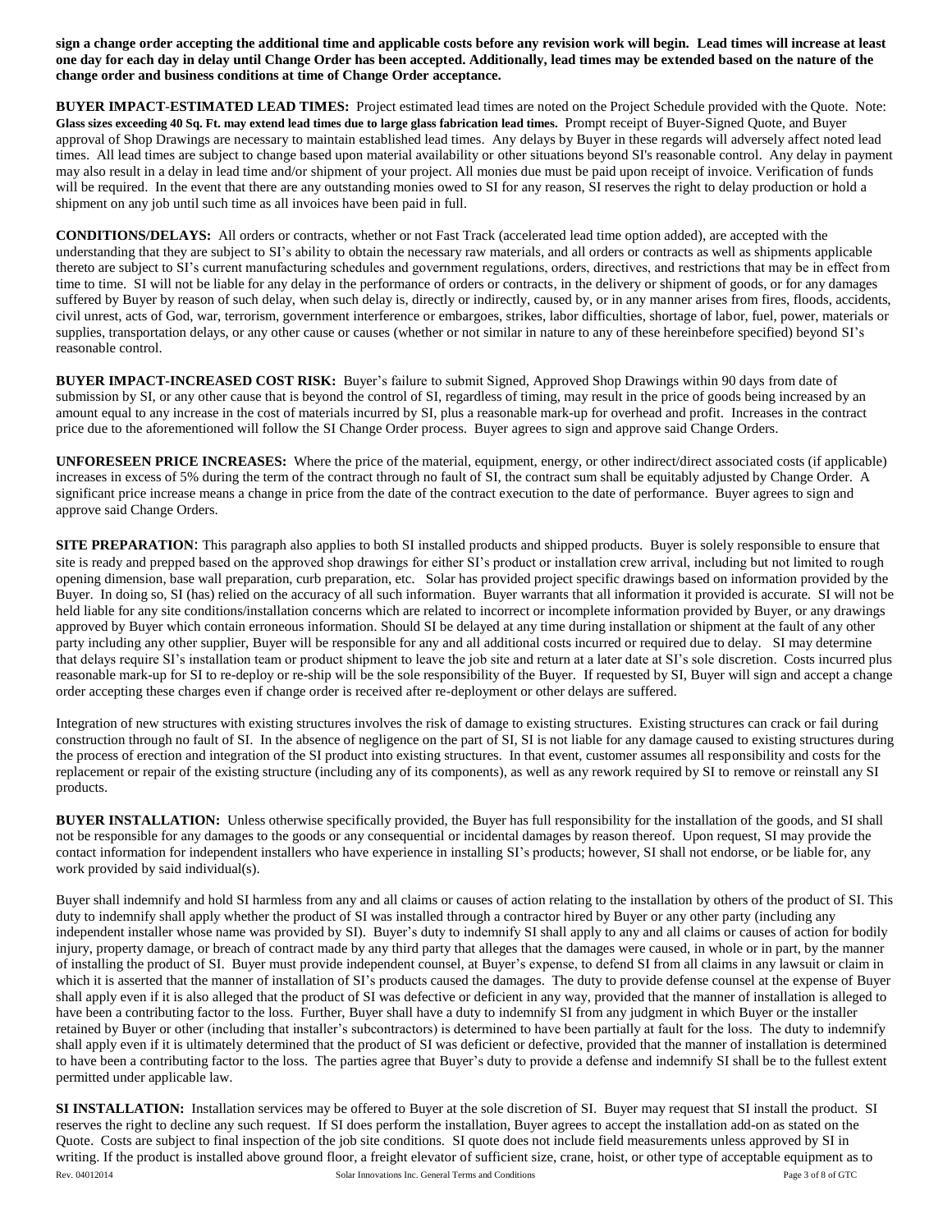**sign a change order accepting the additional time and applicable costs before any revision work will begin. Lead times will increase at least one day for each day in delay until Change Order has been accepted. Additionally, lead times may be extended based on the nature of the change order and business conditions at time of Change Order acceptance.**

**BUYER IMPACT-ESTIMATED LEAD TIMES:** Project estimated lead times are noted on the Project Schedule provided with the Quote. Note: **Glass sizes exceeding 40 Sq. Ft. may extend lead times due to large glass fabrication lead times.** Prompt receipt of Buyer-Signed Quote, and Buyer approval of Shop Drawings are necessary to maintain established lead times. Any delays by Buyer in these regards will adversely affect noted lead times. All lead times are subject to change based upon material availability or other situations beyond SI's reasonable control. Any delay in payment may also result in a delay in lead time and/or shipment of your project. All monies due must be paid upon receipt of invoice. Verification of funds will be required. In the event that there are any outstanding monies owed to SI for any reason, SI reserves the right to delay production or hold a shipment on any job until such time as all invoices have been paid in full.

**CONDITIONS/DELAYS:** All orders or contracts, whether or not Fast Track (accelerated lead time option added), are accepted with the understanding that they are subject to SI's ability to obtain the necessary raw materials, and all orders or contracts as well as shipments applicable thereto are subject to SI's current manufacturing schedules and government regulations, orders, directives, and restrictions that may be in effect from time to time. SI will not be liable for any delay in the performance of orders or contracts, in the delivery or shipment of goods, or for any damages suffered by Buyer by reason of such delay, when such delay is, directly or indirectly, caused by, or in any manner arises from fires, floods, accidents, civil unrest, acts of God, war, terrorism, government interference or embargoes, strikes, labor difficulties, shortage of labor, fuel, power, materials or supplies, transportation delays, or any other cause or causes (whether or not similar in nature to any of these hereinbefore specified) beyond SI's reasonable control.

**BUYER IMPACT-INCREASED COST RISK:** Buyer's failure to submit Signed, Approved Shop Drawings within 90 days from date of submission by SI, or any other cause that is beyond the control of SI, regardless of timing, may result in the price of goods being increased by an amount equal to any increase in the cost of materials incurred by SI, plus a reasonable mark-up for overhead and profit. Increases in the contract price due to the aforementioned will follow the SI Change Order process. Buyer agrees to sign and approve said Change Orders.

**UNFORESEEN PRICE INCREASES:** Where the price of the material, equipment, energy, or other indirect/direct associated costs (if applicable) increases in excess of 5% during the term of the contract through no fault of SI, the contract sum shall be equitably adjusted by Change Order. A significant price increase means a change in price from the date of the contract execution to the date of performance. Buyer agrees to sign and approve said Change Orders.

**SITE PREPARATION:** This paragraph also applies to both SI installed products and shipped products. Buyer is solely responsible to ensure that site is ready and prepped based on the approved shop drawings for either SI's product or installation crew arrival, including but not limited to rough opening dimension, base wall preparation, curb preparation, etc. Solar has provided project specific drawings based on information provided by the Buyer. In doing so, SI (has) relied on the accuracy of all such information. Buyer warrants that all information it provided is accurate. SI will not be held liable for any site conditions/installation concerns which are related to incorrect or incomplete information provided by Buyer, or any drawings approved by Buyer which contain erroneous information. Should SI be delayed at any time during installation or shipment at the fault of any other party including any other supplier, Buyer will be responsible for any and all additional costs incurred or required due to delay. SI may determine that delays require SI's installation team or product shipment to leave the job site and return at a later date at SI's sole discretion. Costs incurred plus reasonable mark-up for SI to re-deploy or re-ship will be the sole responsibility of the Buyer. If requested by SI, Buyer will sign and accept a change order accepting these charges even if change order is received after re-deployment or other delays are suffered.

Integration of new structures with existing structures involves the risk of damage to existing structures. Existing structures can crack or fail during construction through no fault of SI. In the absence of negligence on the part of SI, SI is not liable for any damage caused to existing structures during the process of erection and integration of the SI product into existing structures. In that event, customer assumes all responsibility and costs for the replacement or repair of the existing structure (including any of its components), as well as any rework required by SI to remove or reinstall any SI products.

**BUYER INSTALLATION:** Unless otherwise specifically provided, the Buyer has full responsibility for the installation of the goods, and SI shall not be responsible for any damages to the goods or any consequential or incidental damages by reason thereof. Upon request, SI may provide the contact information for independent installers who have experience in installing SI's products; however, SI shall not endorse, or be liable for, any work provided by said individual(s).

Buyer shall indemnify and hold SI harmless from any and all claims or causes of action relating to the installation by others of the product of SI. This duty to indemnify shall apply whether the product of SI was installed through a contractor hired by Buyer or any other party (including any independent installer whose name was provided by SI). Buyer's duty to indemnify SI shall apply to any and all claims or causes of action for bodily injury, property damage, or breach of contract made by any third party that alleges that the damages were caused, in whole or in part, by the manner of installing the product of SI. Buyer must provide independent counsel, at Buyer's expense, to defend SI from all claims in any lawsuit or claim in which it is asserted that the manner of installation of SI's products caused the damages. The duty to provide defense counsel at the expense of Buyer shall apply even if it is also alleged that the product of SI was defective or deficient in any way, provided that the manner of installation is alleged to have been a contributing factor to the loss. Further, Buyer shall have a duty to indemnify SI from any judgment in which Buyer or the installer retained by Buyer or other (including that installer's subcontractors) is determined to have been partially at fault for the loss. The duty to indemnify shall apply even if it is ultimately determined that the product of SI was deficient or defective, provided that the manner of installation is determined to have been a contributing factor to the loss. The parties agree that Buyer's duty to provide a defense and indemnify SI shall be to the fullest extent permitted under applicable law.

**SI INSTALLATION:** Installation services may be offered to Buyer at the sole discretion of SI. Buyer may request that SI install the product. SI reserves the right to decline any such request. If SI does perform the installation, Buyer agrees to accept the installation add-on as stated on the Quote. Costs are subject to final inspection of the job site conditions. SI quote does not include field measurements unless approved by SI in writing. If the product is installed above ground floor, a freight elevator of sufficient size, crane, hoist, or other type of acceptable equipment as to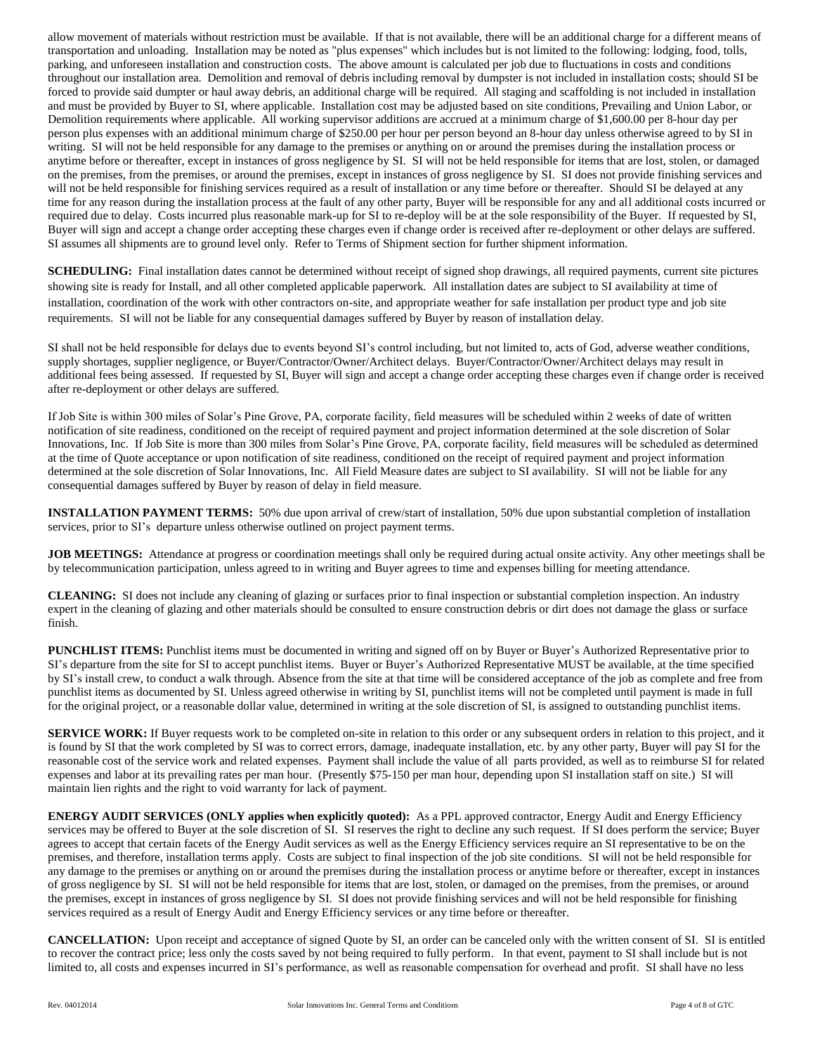allow movement of materials without restriction must be available. If that is not available, there will be an additional charge for a different means of transportation and unloading. Installation may be noted as "plus expenses" which includes but is not limited to the following: lodging, food, tolls, parking, and unforeseen installation and construction costs. The above amount is calculated per job due to fluctuations in costs and conditions throughout our installation area. Demolition and removal of debris including removal by dumpster is not included in installation costs; should SI be forced to provide said dumpter or haul away debris, an additional charge will be required. All staging and scaffolding is not included in installation and must be provided by Buyer to SI, where applicable. Installation cost may be adjusted based on site conditions, Prevailing and Union Labor, or Demolition requirements where applicable. All working supervisor additions are accrued at a minimum charge of $1,600.00 per 8-hour day per person plus expenses with an additional minimum charge of $250.00 per hour per person beyond an 8-hour day unless otherwise agreed to by SI in writing. SI will not be held responsible for any damage to the premises or anything on or around the premises during the installation process or anytime before or thereafter, except in instances of gross negligence by SI. SI will not be held responsible for items that are lost, stolen, or damaged on the premises, from the premises, or around the premises, except in instances of gross negligence by SI. SI does not provide finishing services and will not be held responsible for finishing services required as a result of installation or any time before or thereafter. Should SI be delayed at any time for any reason during the installation process at the fault of any other party, Buyer will be responsible for any and all additional costs incurred or required due to delay. Costs incurred plus reasonable mark-up for SI to re-deploy will be at the sole responsibility of the Buyer. If requested by SI, Buyer will sign and accept a change order accepting these charges even if change order is received after re-deployment or other delays are suffered. SI assumes all shipments are to ground level only. Refer to Terms of Shipment section for further shipment information.

**SCHEDULING:** Final installation dates cannot be determined without receipt of signed shop drawings, all required payments, current site pictures showing site is ready for Install, and all other completed applicable paperwork. All installation dates are subject to SI availability at time of installation, coordination of the work with other contractors on-site, and appropriate weather for safe installation per product type and job site requirements. SI will not be liable for any consequential damages suffered by Buyer by reason of installation delay.

SI shall not be held responsible for delays due to events beyond SI's control including, but not limited to, acts of God, adverse weather conditions, supply shortages, supplier negligence, or Buyer/Contractor/Owner/Architect delays. Buyer/Contractor/Owner/Architect delays may result in additional fees being assessed. If requested by SI, Buyer will sign and accept a change order accepting these charges even if change order is received after re-deployment or other delays are suffered.

If Job Site is within 300 miles of Solar's Pine Grove, PA, corporate facility, field measures will be scheduled within 2 weeks of date of written notification of site readiness, conditioned on the receipt of required payment and project information determined at the sole discretion of Solar Innovations, Inc. If Job Site is more than 300 miles from Solar's Pine Grove, PA, corporate facility, field measures will be scheduled as determined at the time of Quote acceptance or upon notification of site readiness, conditioned on the receipt of required payment and project information determined at the sole discretion of Solar Innovations, Inc. All Field Measure dates are subject to SI availability. SI will not be liable for any consequential damages suffered by Buyer by reason of delay in field measure.

**INSTALLATION PAYMENT TERMS:** 50% due upon arrival of crew/start of installation, 50% due upon substantial completion of installation services, prior to SI's departure unless otherwise outlined on project payment terms.

**JOB MEETINGS:** Attendance at progress or coordination meetings shall only be required during actual onsite activity. Any other meetings shall be by telecommunication participation, unless agreed to in writing and Buyer agrees to time and expenses billing for meeting attendance.

**CLEANING:** SI does not include any cleaning of glazing or surfaces prior to final inspection or substantial completion inspection. An industry expert in the cleaning of glazing and other materials should be consulted to ensure construction debris or dirt does not damage the glass or surface finish.

**PUNCHLIST ITEMS:** Punchlist items must be documented in writing and signed off on by Buyer or Buyer's Authorized Representative prior to SI's departure from the site for SI to accept punchlist items. Buyer or Buyer's Authorized Representative MUST be available, at the time specified by SI's install crew, to conduct a walk through. Absence from the site at that time will be considered acceptance of the job as complete and free from punchlist items as documented by SI. Unless agreed otherwise in writing by SI, punchlist items will not be completed until payment is made in full for the original project, or a reasonable dollar value, determined in writing at the sole discretion of SI, is assigned to outstanding punchlist items.

**SERVICE WORK:** If Buyer requests work to be completed on-site in relation to this order or any subsequent orders in relation to this project, and it is found by SI that the work completed by SI was to correct errors, damage, inadequate installation, etc. by any other party, Buyer will pay SI for the reasonable cost of the service work and related expenses. Payment shall include the value of all parts provided, as well as to reimburse SI for related expenses and labor at its prevailing rates per man hour. (Presently $75-150 per man hour, depending upon SI installation staff on site.) SI will maintain lien rights and the right to void warranty for lack of payment.

**ENERGY AUDIT SERVICES (ONLY applies when explicitly quoted):** As a PPL approved contractor, Energy Audit and Energy Efficiency services may be offered to Buyer at the sole discretion of SI. SI reserves the right to decline any such request. If SI does perform the service; Buyer agrees to accept that certain facets of the Energy Audit services as well as the Energy Efficiency services require an SI representative to be on the premises, and therefore, installation terms apply. Costs are subject to final inspection of the job site conditions. SI will not be held responsible for any damage to the premises or anything on or around the premises during the installation process or anytime before or thereafter, except in instances of gross negligence by SI. SI will not be held responsible for items that are lost, stolen, or damaged on the premises, from the premises, or around the premises, except in instances of gross negligence by SI. SI does not provide finishing services and will not be held responsible for finishing services required as a result of Energy Audit and Energy Efficiency services or any time before or thereafter.

**CANCELLATION:** Upon receipt and acceptance of signed Quote by SI, an order can be canceled only with the written consent of SI. SI is entitled to recover the contract price; less only the costs saved by not being required to fully perform. In that event, payment to SI shall include but is not limited to, all costs and expenses incurred in SI's performance, as well as reasonable compensation for overhead and profit. SI shall have no less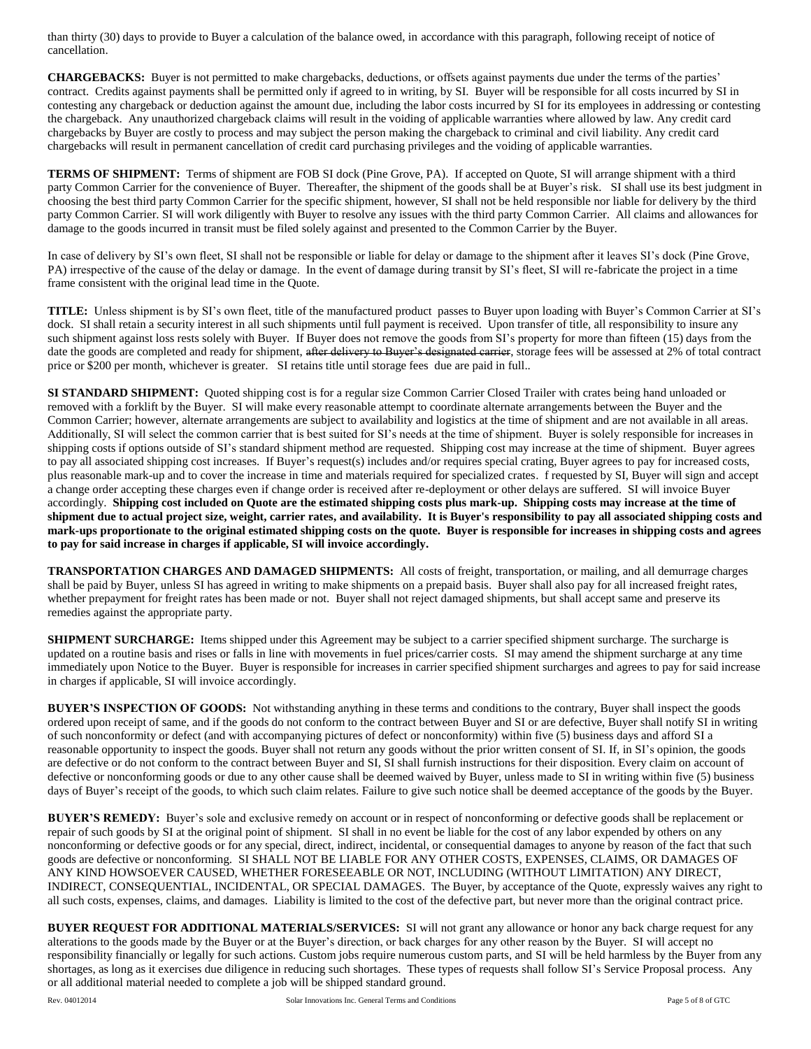than thirty (30) days to provide to Buyer a calculation of the balance owed, in accordance with this paragraph, following receipt of notice of cancellation.

**CHARGEBACKS:** Buyer is not permitted to make chargebacks, deductions, or offsets against payments due under the terms of the parties' contract. Credits against payments shall be permitted only if agreed to in writing, by SI. Buyer will be responsible for all costs incurred by SI in contesting any chargeback or deduction against the amount due, including the labor costs incurred by SI for its employees in addressing or contesting the chargeback. Any unauthorized chargeback claims will result in the voiding of applicable warranties where allowed by law. Any credit card chargebacks by Buyer are costly to process and may subject the person making the chargeback to criminal and civil liability. Any credit card chargebacks will result in permanent cancellation of credit card purchasing privileges and the voiding of applicable warranties.

**TERMS OF SHIPMENT:** Terms of shipment are FOB SI dock (Pine Grove, PA). If accepted on Quote, SI will arrange shipment with a third party Common Carrier for the convenience of Buyer. Thereafter, the shipment of the goods shall be at Buyer's risk. SI shall use its best judgment in choosing the best third party Common Carrier for the specific shipment, however, SI shall not be held responsible nor liable for delivery by the third party Common Carrier. SI will work diligently with Buyer to resolve any issues with the third party Common Carrier. All claims and allowances for damage to the goods incurred in transit must be filed solely against and presented to the Common Carrier by the Buyer.

In case of delivery by SI's own fleet, SI shall not be responsible or liable for delay or damage to the shipment after it leaves SI's dock (Pine Grove, PA) irrespective of the cause of the delay or damage. In the event of damage during transit by SI's fleet, SI will re-fabricate the project in a time frame consistent with the original lead time in the Quote.

**TITLE:** Unless shipment is by SI's own fleet, title of the manufactured product passes to Buyer upon loading with Buyer's Common Carrier at SI's dock. SI shall retain a security interest in all such shipments until full payment is received. Upon transfer of title, all responsibility to insure any such shipment against loss rests solely with Buyer. If Buyer does not remove the goods from SI's property for more than fifteen (15) days from the date the goods are completed and ready for shipment, ~~after delivery to Buyer's designated carrier~~, storage fees will be assessed at 2% of total contract price or $200 per month, whichever is greater. SI retains title until storage fees due are paid in full..

**SI STANDARD SHIPMENT:** Quoted shipping cost is for a regular size Common Carrier Closed Trailer with crates being hand unloaded or removed with a forklift by the Buyer. SI will make every reasonable attempt to coordinate alternate arrangements between the Buyer and the Common Carrier; however, alternate arrangements are subject to availability and logistics at the time of shipment and are not available in all areas. Additionally, SI will select the common carrier that is best suited for SI's needs at the time of shipment. Buyer is solely responsible for increases in shipping costs if options outside of SI's standard shipment method are requested. Shipping cost may increase at the time of shipment. Buyer agrees to pay all associated shipping cost increases. If Buyer's request(s) includes and/or requires special crating, Buyer agrees to pay for increased costs, plus reasonable mark-up and to cover the increase in time and materials required for specialized crates. f requested by SI, Buyer will sign and accept a change order accepting these charges even if change order is received after re-deployment or other delays are suffered. SI will invoice Buyer accordingly. **Shipping cost included on Quote are the estimated shipping costs plus mark-up. Shipping costs may increase at the time of shipment due to actual project size, weight, carrier rates, and availability. It is Buyer's responsibility to pay all associated shipping costs and mark-ups proportionate to the original estimated shipping costs on the quote. Buyer is responsible for increases in shipping costs and agrees to pay for said increase in charges if applicable, SI will invoice accordingly.**

**TRANSPORTATION CHARGES AND DAMAGED SHIPMENTS:** All costs of freight, transportation, or mailing, and all demurrage charges shall be paid by Buyer, unless SI has agreed in writing to make shipments on a prepaid basis. Buyer shall also pay for all increased freight rates, whether prepayment for freight rates has been made or not. Buyer shall not reject damaged shipments, but shall accept same and preserve its remedies against the appropriate party.

**SHIPMENT SURCHARGE:** Items shipped under this Agreement may be subject to a carrier specified shipment surcharge. The surcharge is updated on a routine basis and rises or falls in line with movements in fuel prices/carrier costs. SI may amend the shipment surcharge at any time immediately upon Notice to the Buyer. Buyer is responsible for increases in carrier specified shipment surcharges and agrees to pay for said increase in charges if applicable, SI will invoice accordingly.

**BUYER'S INSPECTION OF GOODS:** Not withstanding anything in these terms and conditions to the contrary, Buyer shall inspect the goods ordered upon receipt of same, and if the goods do not conform to the contract between Buyer and SI or are defective, Buyer shall notify SI in writing of such nonconformity or defect (and with accompanying pictures of defect or nonconformity) within five (5) business days and afford SI a reasonable opportunity to inspect the goods. Buyer shall not return any goods without the prior written consent of SI. If, in SI's opinion, the goods are defective or do not conform to the contract between Buyer and SI, SI shall furnish instructions for their disposition. Every claim on account of defective or nonconforming goods or due to any other cause shall be deemed waived by Buyer, unless made to SI in writing within five (5) business days of Buyer's receipt of the goods, to which such claim relates. Failure to give such notice shall be deemed acceptance of the goods by the Buyer.

**BUYER'S REMEDY:** Buyer's sole and exclusive remedy on account or in respect of nonconforming or defective goods shall be replacement or repair of such goods by SI at the original point of shipment. SI shall in no event be liable for the cost of any labor expended by others on any nonconforming or defective goods or for any special, direct, indirect, incidental, or consequential damages to anyone by reason of the fact that such goods are defective or nonconforming. SI SHALL NOT BE LIABLE FOR ANY OTHER COSTS, EXPENSES, CLAIMS, OR DAMAGES OF ANY KIND HOWSOEVER CAUSED, WHETHER FORESEEABLE OR NOT, INCLUDING (WITHOUT LIMITATION) ANY DIRECT, INDIRECT, CONSEQUENTIAL, INCIDENTAL, OR SPECIAL DAMAGES. The Buyer, by acceptance of the Quote, expressly waives any right to all such costs, expenses, claims, and damages. Liability is limited to the cost of the defective part, but never more than the original contract price.

**BUYER REQUEST FOR ADDITIONAL MATERIALS/SERVICES:** SI will not grant any allowance or honor any back charge request for any alterations to the goods made by the Buyer or at the Buyer's direction, or back charges for any other reason by the Buyer. SI will accept no responsibility financially or legally for such actions. Custom jobs require numerous custom parts, and SI will be held harmless by the Buyer from any shortages, as long as it exercises due diligence in reducing such shortages. These types of requests shall follow SI's Service Proposal process. Any or all additional material needed to complete a job will be shipped standard ground.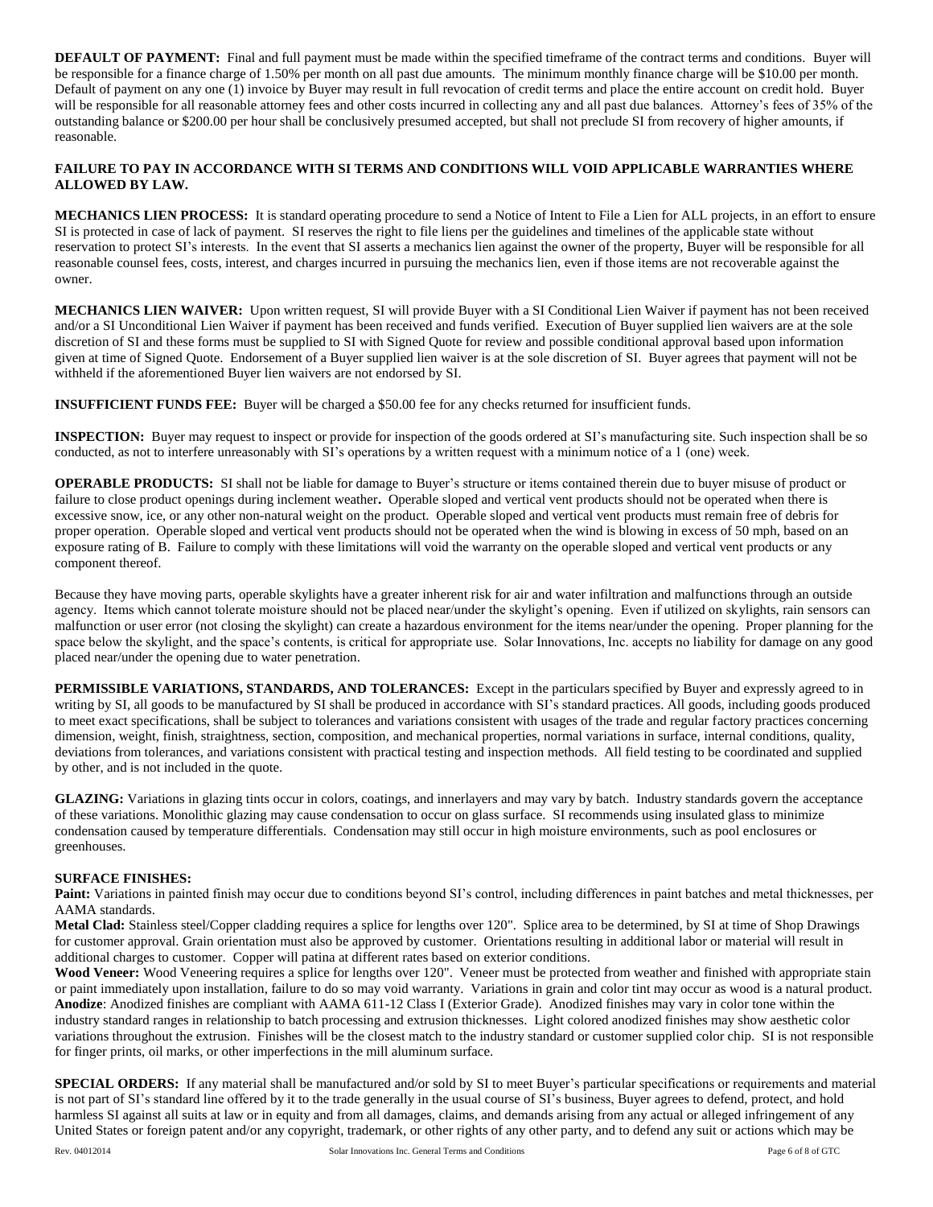**DEFAULT OF PAYMENT:** Final and full payment must be made within the specified timeframe of the contract terms and conditions. Buyer will be responsible for a finance charge of 1.50% per month on all past due amounts. The minimum monthly finance charge will be $10.00 per month. Default of payment on any one (1) invoice by Buyer may result in full revocation of credit terms and place the entire account on credit hold. Buyer will be responsible for all reasonable attorney fees and other costs incurred in collecting any and all past due balances. Attorney's fees of 35% of the outstanding balance or $200.00 per hour shall be conclusively presumed accepted, but shall not preclude SI from recovery of higher amounts, if reasonable.

**FAILURE TO PAY IN ACCORDANCE WITH SI TERMS AND CONDITIONS WILL VOID APPLICABLE WARRANTIES WHERE ALLOWED BY LAW.**

**MECHANICS LIEN PROCESS:** It is standard operating procedure to send a Notice of Intent to File a Lien for ALL projects, in an effort to ensure SI is protected in case of lack of payment. SI reserves the right to file liens per the guidelines and timelines of the applicable state without reservation to protect SI's interests. In the event that SI asserts a mechanics lien against the owner of the property, Buyer will be responsible for all reasonable counsel fees, costs, interest, and charges incurred in pursuing the mechanics lien, even if those items are not recoverable against the owner.

**MECHANICS LIEN WAIVER:** Upon written request, SI will provide Buyer with a SI Conditional Lien Waiver if payment has not been received and/or a SI Unconditional Lien Waiver if payment has been received and funds verified. Execution of Buyer supplied lien waivers are at the sole discretion of SI and these forms must be supplied to SI with Signed Quote for review and possible conditional approval based upon information given at time of Signed Quote. Endorsement of a Buyer supplied lien waiver is at the sole discretion of SI. Buyer agrees that payment will not be withheld if the aforementioned Buyer lien waivers are not endorsed by SI.

**INSUFFICIENT FUNDS FEE:** Buyer will be charged a $50.00 fee for any checks returned for insufficient funds.

**INSPECTION:** Buyer may request to inspect or provide for inspection of the goods ordered at SI's manufacturing site. Such inspection shall be so conducted, as not to interfere unreasonably with SI's operations by a written request with a minimum notice of a 1 (one) week.

**OPERABLE PRODUCTS:** SI shall not be liable for damage to Buyer's structure or items contained therein due to buyer misuse of product or failure to close product openings during inclement weather**.** Operable sloped and vertical vent products should not be operated when there is excessive snow, ice, or any other non-natural weight on the product. Operable sloped and vertical vent products must remain free of debris for proper operation. Operable sloped and vertical vent products should not be operated when the wind is blowing in excess of 50 mph, based on an exposure rating of B. Failure to comply with these limitations will void the warranty on the operable sloped and vertical vent products or any component thereof.

Because they have moving parts, operable skylights have a greater inherent risk for air and water infiltration and malfunctions through an outside agency. Items which cannot tolerate moisture should not be placed near/under the skylight's opening. Even if utilized on skylights, rain sensors can malfunction or user error (not closing the skylight) can create a hazardous environment for the items near/under the opening. Proper planning for the space below the skylight, and the space's contents, is critical for appropriate use. Solar Innovations, Inc. accepts no liability for damage on any good placed near/under the opening due to water penetration.

**PERMISSIBLE VARIATIONS, STANDARDS, AND TOLERANCES:** Except in the particulars specified by Buyer and expressly agreed to in writing by SI, all goods to be manufactured by SI shall be produced in accordance with SI's standard practices. All goods, including goods produced to meet exact specifications, shall be subject to tolerances and variations consistent with usages of the trade and regular factory practices concerning dimension, weight, finish, straightness, section, composition, and mechanical properties, normal variations in surface, internal conditions, quality, deviations from tolerances, and variations consistent with practical testing and inspection methods. All field testing to be coordinated and supplied by other, and is not included in the quote.

**GLAZING:** Variations in glazing tints occur in colors, coatings, and innerlayers and may vary by batch. Industry standards govern the acceptance of these variations. Monolithic glazing may cause condensation to occur on glass surface. SI recommends using insulated glass to minimize condensation caused by temperature differentials. Condensation may still occur in high moisture environments, such as pool enclosures or greenhouses.

**SURFACE FINISHES:**

**Paint:** Variations in painted finish may occur due to conditions beyond SI's control, including differences in paint batches and metal thicknesses, per AAMA standards.

**Metal Clad:** Stainless steel/Copper cladding requires a splice for lengths over 120". Splice area to be determined, by SI at time of Shop Drawings for customer approval. Grain orientation must also be approved by customer. Orientations resulting in additional labor or material will result in additional charges to customer. Copper will patina at different rates based on exterior conditions.

**Wood Veneer:** Wood Veneering requires a splice for lengths over 120". Veneer must be protected from weather and finished with appropriate stain or paint immediately upon installation, failure to do so may void warranty. Variations in grain and color tint may occur as wood is a natural product.

**Anodize**: Anodized finishes are compliant with AAMA 611-12 Class I (Exterior Grade). Anodized finishes may vary in color tone within the industry standard ranges in relationship to batch processing and extrusion thicknesses. Light colored anodized finishes may show aesthetic color variations throughout the extrusion. Finishes will be the closest match to the industry standard or customer supplied color chip. SI is not responsible for finger prints, oil marks, or other imperfections in the mill aluminum surface.

**SPECIAL ORDERS:** If any material shall be manufactured and/or sold by SI to meet Buyer's particular specifications or requirements and material is not part of SI's standard line offered by it to the trade generally in the usual course of SI's business, Buyer agrees to defend, protect, and hold harmless SI against all suits at law or in equity and from all damages, claims, and demands arising from any actual or alleged infringement of any United States or foreign patent and/or any copyright, trademark, or other rights of any other party, and to defend any suit or actions which may be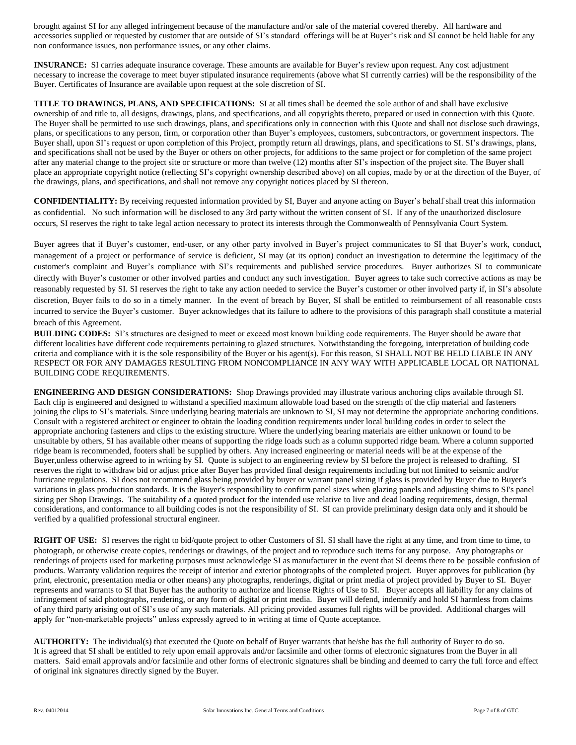brought against SI for any alleged infringement because of the manufacture and/or sale of the material covered thereby. All hardware and accessories supplied or requested by customer that are outside of SI's standard offerings will be at Buyer's risk and SI cannot be held liable for any non conformance issues, non performance issues, or any other claims.

**INSURANCE:** SI carries adequate insurance coverage. These amounts are available for Buyer's review upon request. Any cost adjustment necessary to increase the coverage to meet buyer stipulated insurance requirements (above what SI currently carries) will be the responsibility of the Buyer. Certificates of Insurance are available upon request at the sole discretion of SI.

**TITLE TO DRAWINGS, PLANS, AND SPECIFICATIONS:** SI at all times shall be deemed the sole author of and shall have exclusive ownership of and title to, all designs, drawings, plans, and specifications, and all copyrights thereto, prepared or used in connection with this Quote. The Buyer shall be permitted to use such drawings, plans, and specifications only in connection with this Quote and shall not disclose such drawings, plans, or specifications to any person, firm, or corporation other than Buyer's employees, customers, subcontractors, or government inspectors. The Buyer shall, upon SI's request or upon completion of this Project, promptly return all drawings, plans, and specifications to SI. SI's drawings, plans, and specifications shall not be used by the Buyer or others on other projects, for additions to the same project or for completion of the same project after any material change to the project site or structure or more than twelve (12) months after SI's inspection of the project site. The Buyer shall place an appropriate copyright notice (reflecting SI's copyright ownership described above) on all copies, made by or at the direction of the Buyer, of the drawings, plans, and specifications, and shall not remove any copyright notices placed by SI thereon.

**CONFIDENTIALITY:** By receiving requested information provided by SI, Buyer and anyone acting on Buyer's behalf shall treat this information as confidential. No such information will be disclosed to any 3rd party without the written consent of SI. If any of the unauthorized disclosure occurs, SI reserves the right to take legal action necessary to protect its interests through the Commonwealth of Pennsylvania Court System.

Buyer agrees that if Buyer's customer, end-user, or any other party involved in Buyer's project communicates to SI that Buyer's work, conduct, management of a project or performance of service is deficient, SI may (at its option) conduct an investigation to determine the legitimacy of the customer's complaint and Buyer's compliance with SI's requirements and published service procedures. Buyer authorizes SI to communicate directly with Buyer's customer or other involved parties and conduct any such investigation. Buyer agrees to take such corrective actions as may be reasonably requested by SI. SI reserves the right to take any action needed to service the Buyer's customer or other involved party if, in SI's absolute discretion, Buyer fails to do so in a timely manner. In the event of breach by Buyer, SI shall be entitled to reimbursement of all reasonable costs incurred to service the Buyer's customer. Buyer acknowledges that its failure to adhere to the provisions of this paragraph shall constitute a material breach of this Agreement.

**BUILDING CODES:** SI's structures are designed to meet or exceed most known building code requirements. The Buyer should be aware that different localities have different code requirements pertaining to glazed structures. Notwithstanding the foregoing, interpretation of building code criteria and compliance with it is the sole responsibility of the Buyer or his agent(s). For this reason, SI SHALL NOT BE HELD LIABLE IN ANY RESPECT OR FOR ANY DAMAGES RESULTING FROM NONCOMPLIANCE IN ANY WAY WITH APPLICABLE LOCAL OR NATIONAL BUILDING CODE REQUIREMENTS.

**ENGINEERING AND DESIGN CONSIDERATIONS:** Shop Drawings provided may illustrate various anchoring clips available through SI. Each clip is engineered and designed to withstand a specified maximum allowable load based on the strength of the clip material and fasteners joining the clips to SI's materials. Since underlying bearing materials are unknown to SI, SI may not determine the appropriate anchoring conditions. Consult with a registered architect or engineer to obtain the loading condition requirements under local building codes in order to select the appropriate anchoring fasteners and clips to the existing structure. Where the underlying bearing materials are either unknown or found to be unsuitable by others, SI has available other means of supporting the ridge loads such as a column supported ridge beam. Where a column supported ridge beam is recommended, footers shall be supplied by others. Any increased engineering or material needs will be at the expense of the Buyer,unless otherwise agreed to in writing by SI. Quote is subject to an engineering review by SI before the project is released to drafting. SI reserves the right to withdraw bid or adjust price after Buyer has provided final design requirements including but not limited to seismic and/or hurricane regulations. SI does not recommend glass being provided by buyer or warrant panel sizing if glass is provided by Buyer due to Buyer's variations in glass production standards. It is the Buyer's responsibility to confirm panel sizes when glazing panels and adjusting shims to SI's panel sizing per Shop Drawings. The suitability of a quoted product for the intended use relative to live and dead loading requirements, design, thermal considerations, and conformance to all building codes is not the responsibility of SI. SI can provide preliminary design data only and it should be verified by a qualified professional structural engineer.

**RIGHT OF USE:** SI reserves the right to bid/quote project to other Customers of SI. SI shall have the right at any time, and from time to time, to photograph, or otherwise create copies, renderings or drawings, of the project and to reproduce such items for any purpose. Any photographs or renderings of projects used for marketing purposes must acknowledge SI as manufacturer in the event that SI deems there to be possible confusion of products. Warranty validation requires the receipt of interior and exterior photographs of the completed project. Buyer approves for publication (by print, electronic, presentation media or other means) any photographs, renderings, digital or print media of project provided by Buyer to SI. Buyer represents and warrants to SI that Buyer has the authority to authorize and license Rights of Use to SI. Buyer accepts all liability for any claims of infringement of said photographs, rendering, or any form of digital or print media. Buyer will defend, indemnify and hold SI harmless from claims of any third party arising out of SI's use of any such materials. All pricing provided assumes full rights will be provided. Additional charges will apply for "non-marketable projects" unless expressly agreed to in writing at time of Quote acceptance.

**AUTHORITY:** The individual(s) that executed the Quote on behalf of Buyer warrants that he/she has the full authority of Buyer to do so. It is agreed that SI shall be entitled to rely upon email approvals and/or facsimile and other forms of electronic signatures from the Buyer in all matters. Said email approvals and/or facsimile and other forms of electronic signatures shall be binding and deemed to carry the full force and effect of original ink signatures directly signed by the Buyer.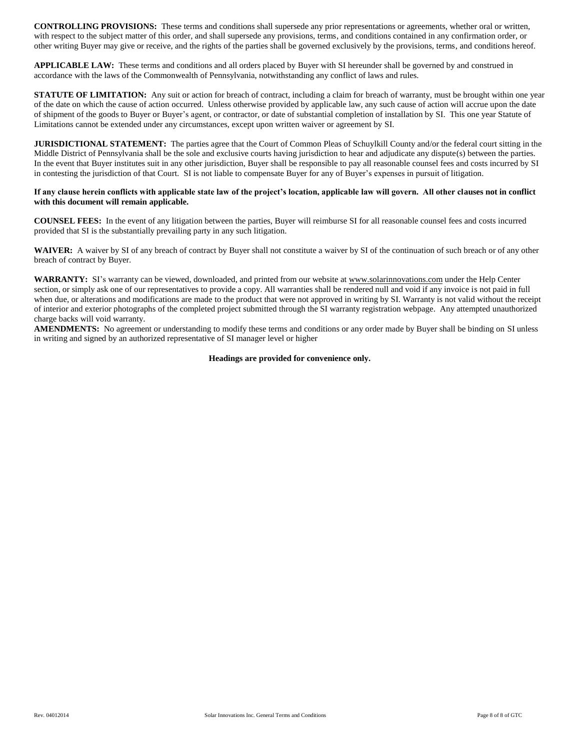**CONTROLLING PROVISIONS:** These terms and conditions shall supersede any prior representations or agreements, whether oral or written, with respect to the subject matter of this order, and shall supersede any provisions, terms, and conditions contained in any confirmation order, or other writing Buyer may give or receive, and the rights of the parties shall be governed exclusively by the provisions, terms, and conditions hereof.

**APPLICABLE LAW:** These terms and conditions and all orders placed by Buyer with SI hereunder shall be governed by and construed in accordance with the laws of the Commonwealth of Pennsylvania, notwithstanding any conflict of laws and rules.

**STATUTE OF LIMITATION:** Any suit or action for breach of contract, including a claim for breach of warranty, must be brought within one year of the date on which the cause of action occurred. Unless otherwise provided by applicable law, any such cause of action will accrue upon the date of shipment of the goods to Buyer or Buyer's agent, or contractor, or date of substantial completion of installation by SI. This one year Statute of Limitations cannot be extended under any circumstances, except upon written waiver or agreement by SI.

**JURISDICTIONAL STATEMENT:** The parties agree that the Court of Common Pleas of Schuylkill County and/or the federal court sitting in the Middle District of Pennsylvania shall be the sole and exclusive courts having jurisdiction to hear and adjudicate any dispute(s) between the parties. In the event that Buyer institutes suit in any other jurisdiction, Buyer shall be responsible to pay all reasonable counsel fees and costs incurred by SI in contesting the jurisdiction of that Court. SI is not liable to compensate Buyer for any of Buyer's expenses in pursuit of litigation.

**If any clause herein conflicts with applicable state law of the project's location, applicable law will govern. All other clauses not in conflict with this document will remain applicable.**

**COUNSEL FEES:** In the event of any litigation between the parties, Buyer will reimburse SI for all reasonable counsel fees and costs incurred provided that SI is the substantially prevailing party in any such litigation.

**WAIVER:** A waiver by SI of any breach of contract by Buyer shall not constitute a waiver by SI of the continuation of such breach or of any other breach of contract by Buyer.

**WARRANTY:** SI's warranty can be viewed, downloaded, and printed from our website at www.solarinnovations.com under the Help Center section, or simply ask one of our representatives to provide a copy. All warranties shall be rendered null and void if any invoice is not paid in full when due, or alterations and modifications are made to the product that were not approved in writing by SI. Warranty is not valid without the receipt of interior and exterior photographs of the completed project submitted through the SI warranty registration webpage. Any attempted unauthorized charge backs will void warranty.

**AMENDMENTS:** No agreement or understanding to modify these terms and conditions or any order made by Buyer shall be binding on SI unless in writing and signed by an authorized representative of SI manager level or higher

**Headings are provided for convenience only.**